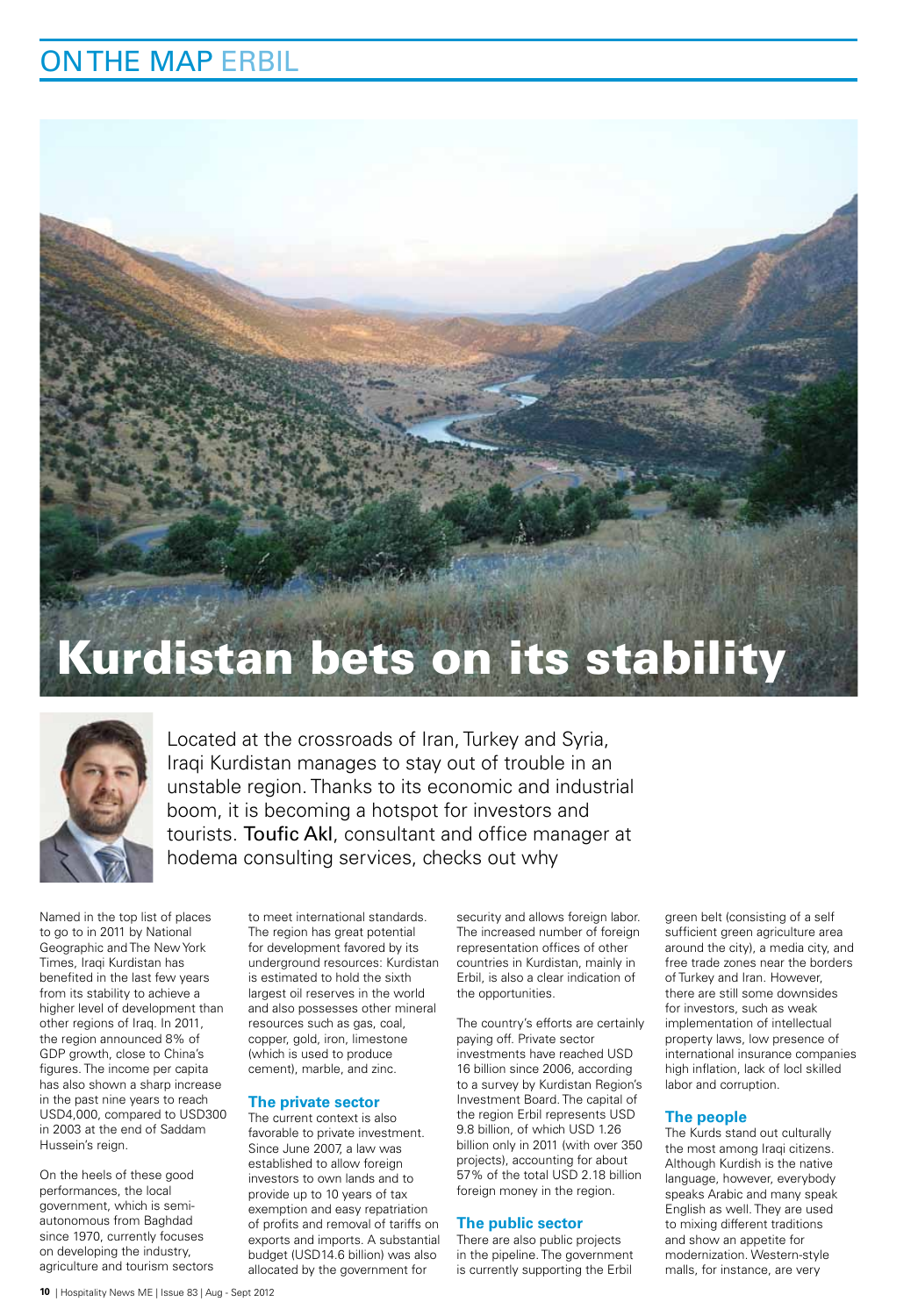# Kurdistan bets on its stability

Located at the crossroads of Iran, Turkey and Syria, Iraqi Kurdistan manages to stay out of trouble in an unstable region. Thanks to its economic and industrial boom, it is becoming a hotspot for investors and tourists. Toufic Akl, consultant and office manager at hodema consulting services, checks out why

Named in the top list of places to go to in 2011 by National Geographic and The New York Times, Iraqi Kurdistan has benefited in the last few years from its stability to achieve a higher level of development than other regions of Iraq. In 2011, the region announced 8% of GDP growth, close to China's figures. The income per capita has also shown a sharp increase in the past nine years to reach USD4,000, compared to USD300 in 2003 at the end of Saddam Hussein's reign.

On the heels of these good performances, the local government, which is semi-autonomous from Baghdad since 1970, currently focuses on developing the industry, agriculture and tourism sectors to meet international standards. The region has great potential for development favored by its underground resources: Kurdistan is estimated to hold the sixth largest oil reserves in the world and also possesses other mineral resources such as gas, coal, copper, gold, iron, limestone (which is used to produce cement), marble, and zinc.

## The private sector

The current context is also favorable to private investment. Since June 2007, a law was established to allow foreign investors to own lands and to provide up to 10 years of tax exemption and easy repatriation of profits and removal of tariffs on exports and imports. A substantial budget (USD14.6 billion) was also allocated by the government for security and allows foreign labor. The increased number of foreign representation offices of other countries in Kurdistan, mainly in Erbil, is also a clear indication of the opportunities.

The country's efforts are certainly paying off. Private sector investments have reached USD 16 billion since 2006, according to a survey by Kurdistan Region's Investment Board. The capital of the region Erbil represents USD 9.8 billion, of which USD 1.26 billion only in 2011 (with over 350 projects), accounting for about 57% of the total USD 2.18 billion foreign money in the region.

## The public sector

There are also public projects in the pipeline. The government is currently supporting the Erbil green belt (consisting of a self sufficient green agriculture area around the city), a media city, and free trade zones near the borders of Turkey and Iran. However, there are still some downsides for investors, such as weak implementation of intellectual property laws, low presence of international insurance companies high inflation, lack of locl skilled labor and corruption.

## The people

The Kurds stand out culturally the most among Iraqi citizens. Although Kurdish is the native language, however, everybody speaks Arabic and many speak English as well. They are used to mixing different traditions and show an appetite for modernization. Western-style malls, for instance, are very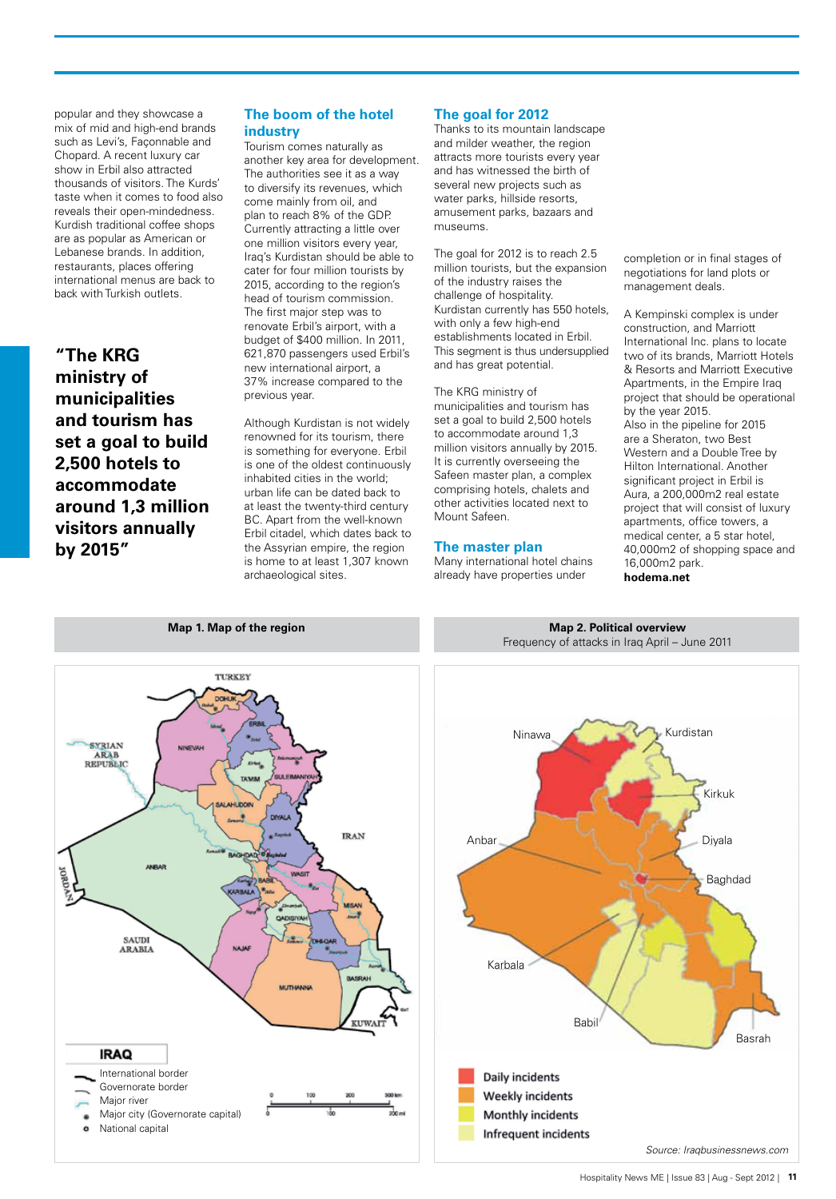popular and they showcase a mix of mid and high-end brands such as Levi's, Façonnable and Chopard. A recent luxury car show in Erbil also attracted thousands of visitors. The Kurds' taste when it comes to food also reveals their open-mindedness. Kurdish traditional coffee shops are as popular as American or Lebanese brands. In addition, restaurants, places offering international menus are back to back with Turkish outlets.

**"The KRG ministry of municipalities and tourism has set a goal to build 2,500 hotels to accommodate around 1,3 million visitors annually by 2015"**

## The boom of the hotel industry

Tourism comes naturally as another key area for development. The authorities see it as a way to diversify its revenues, which come mainly from oil, and plan to reach 8% of the GDP. Currently attracting a little over one million visitors every year, Iraq's Kurdistan should be able to cater for four million tourists by 2015, according to the region's head of tourism commission. The first major step was to renovate Erbil's airport, with a budget of $400 million. In 2011, 621,870 passengers used Erbil's new international airport, a 37% increase compared to the previous year.

Although Kurdistan is not widely renowned for its tourism, there is something for everyone. Erbil is one of the oldest continuously inhabited cities in the world; urban life can be dated back to at least the twenty-third century BC. Apart from the well-known Erbil citadel, which dates back to the Assyrian empire, the region is home to at least 1,307 known archaeological sites.

## The goal for 2012

Thanks to its mountain landscape and milder weather, the region attracts more tourists every year and has witnessed the birth of several new projects such as water parks, hillside resorts, amusement parks, bazaars and museums.

The goal for 2012 is to reach 2.5 million tourists, but the expansion of the industry raises the challenge of hospitality. Kurdistan currently has 550 hotels, with only a few high-end establishments located in Erbil. This segment is thus undersupplied and has great potential.

The KRG ministry of municipalities and tourism has set a goal to build 2,500 hotels to accommodate around 1,3 million visitors annually by 2015. It is currently overseeing the Safeen master plan, a complex comprising hotels, chalets and other activities located next to Mount Safeen.

## The master plan

Many international hotel chains already have properties under completion or in final stages of negotiations for land plots or management deals.

A Kempinski complex is under construction, and Marriott International Inc. plans to locate two of its brands, Marriott Hotels & Resorts and Marriott Executive Apartments, in the Empire Iraq project that should be operational by the year 2015.
Also in the pipeline for 2015 are a Sheraton, two Best Western and a Double Tree by Hilton International. Another significant project in Erbil is Aura, a 200,000m2 real estate project that will consist of luxury apartments, office towers, a medical center, a 5 star hotel, 40,000m2 of shopping space and 16,000m2 park.

**hodema.net**

**Map 1. Map of the region**

TURKEY
SYRIAN ARAB REPUBLIC
IRAN
JORDAN
SAUDI ARABIA
KUWAIT
DOHUK
ERBIL
NINEVAH
TA'MIM
SULEIMANIYAH
SALAHUDDIN
DIYALA
BAGHDAD
ANBAR
WASIT
BABIL
KARBALA
QADISIYAH
MISAN
NAJAF
DHI-QAR
BASRAH
MUTHANNA

IRAQ
International border
Governorate border
Major river
Major city (Governorate capital)
National capital

0 100 200 300 km
0 100 200 mi

**Map 2. Political overview**
Frequency of attacks in Iraq April – June 2011

Ninawa
Kurdistan
Kirkuk
Anbar
Diyala
Baghdad
Karbala
Babil
Basrah

Daily incidents
Weekly incidents
Monthly incidents
Infrequent incidents

*Source: Iraqbusinessnews.com*